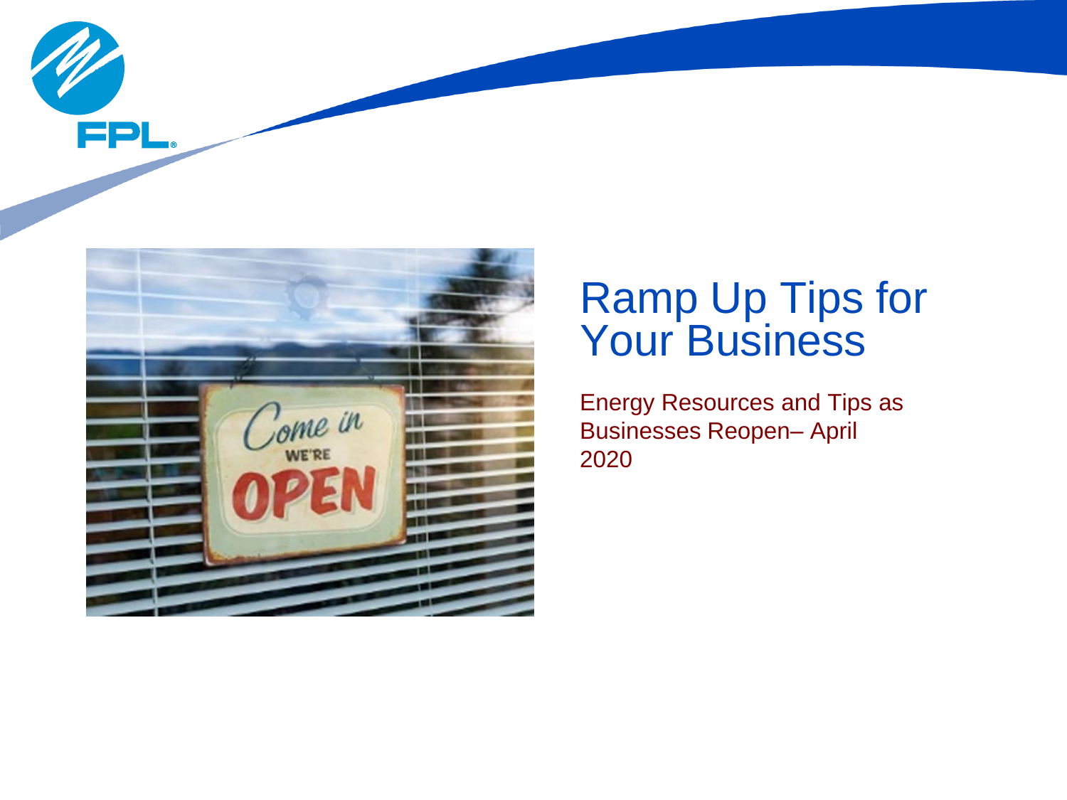# Ramp Up Tips for Your Business

Energy Resources and Tips as Businesses Reopen– April 2020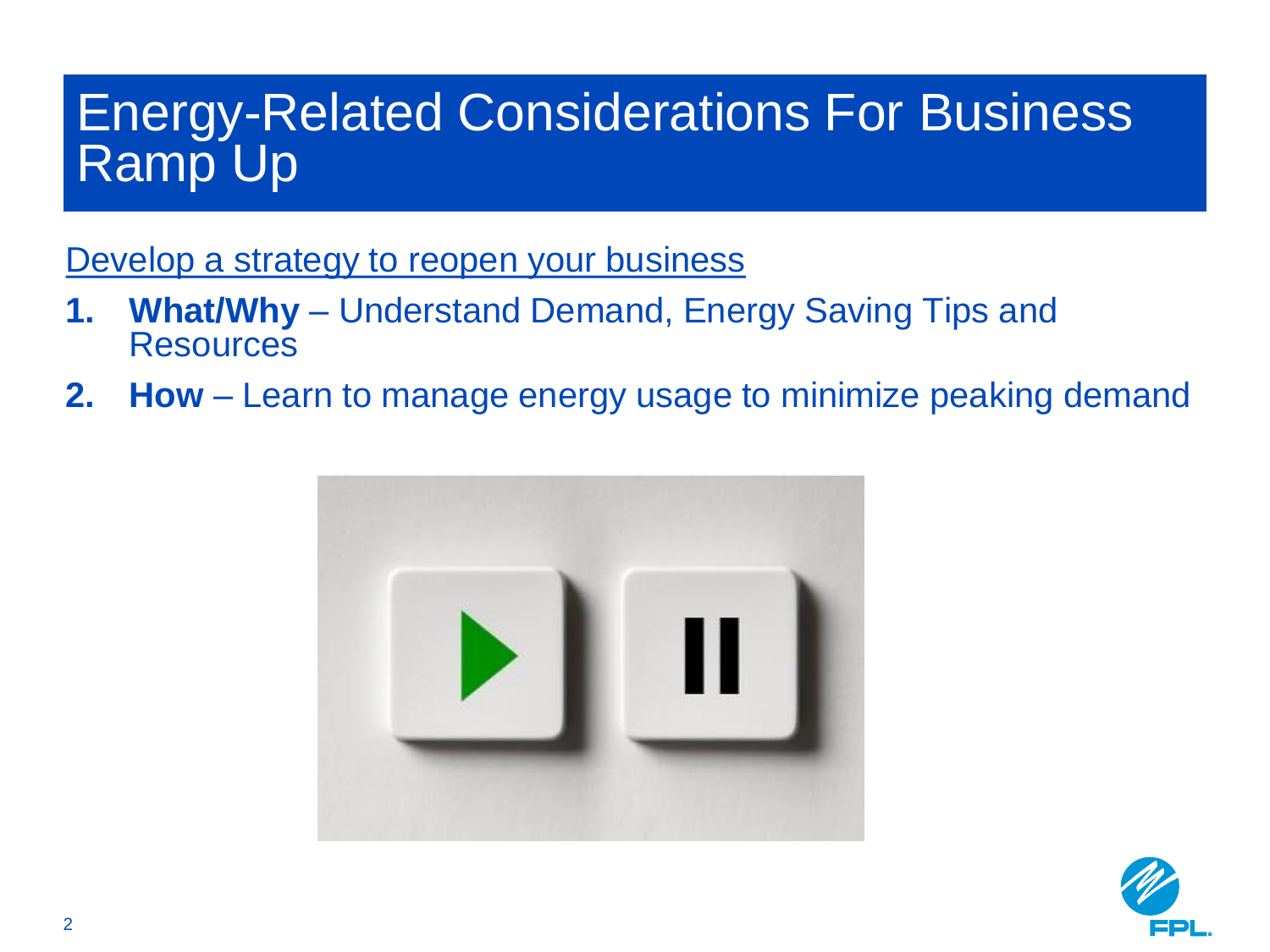# Energy-Related Considerations For Business Ramp Up

<u>Develop a strategy to reopen your business</u>

1. **What/Why** – Understand Demand, Energy Saving Tips and Resources
2. **How** – Learn to manage energy usage to minimize peaking demand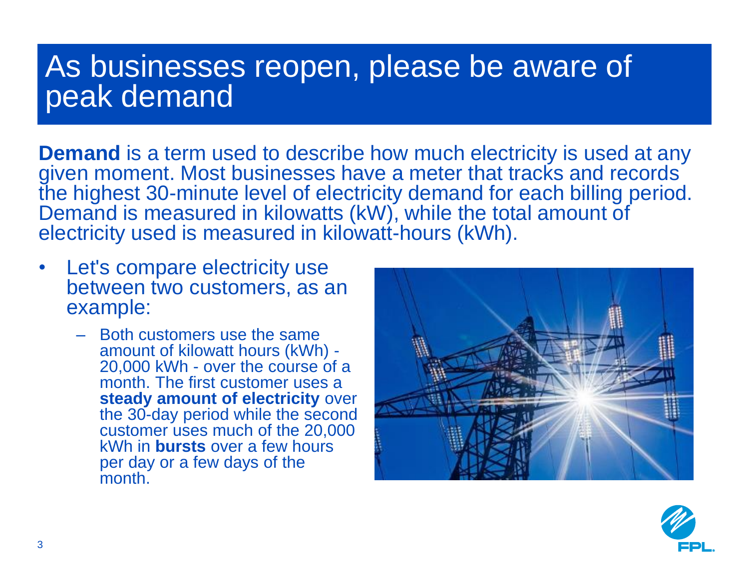# As businesses reopen, please be aware of peak demand

**Demand** is a term used to describe how much electricity is used at any given moment. Most businesses have a meter that tracks and records the highest 30-minute level of electricity demand for each billing period. Demand is measured in kilowatts (kW), while the total amount of electricity used is measured in kilowatt-hours (kWh).

- Let's compare electricity use between two customers, as an example:
  - Both customers use the same amount of kilowatt hours (kWh) - 20,000 kWh - over the course of a month. The first customer uses a **steady amount of electricity** over the 30-day period while the second customer uses much of the 20,000 kWh in **bursts** over a few hours per day or a few days of the month.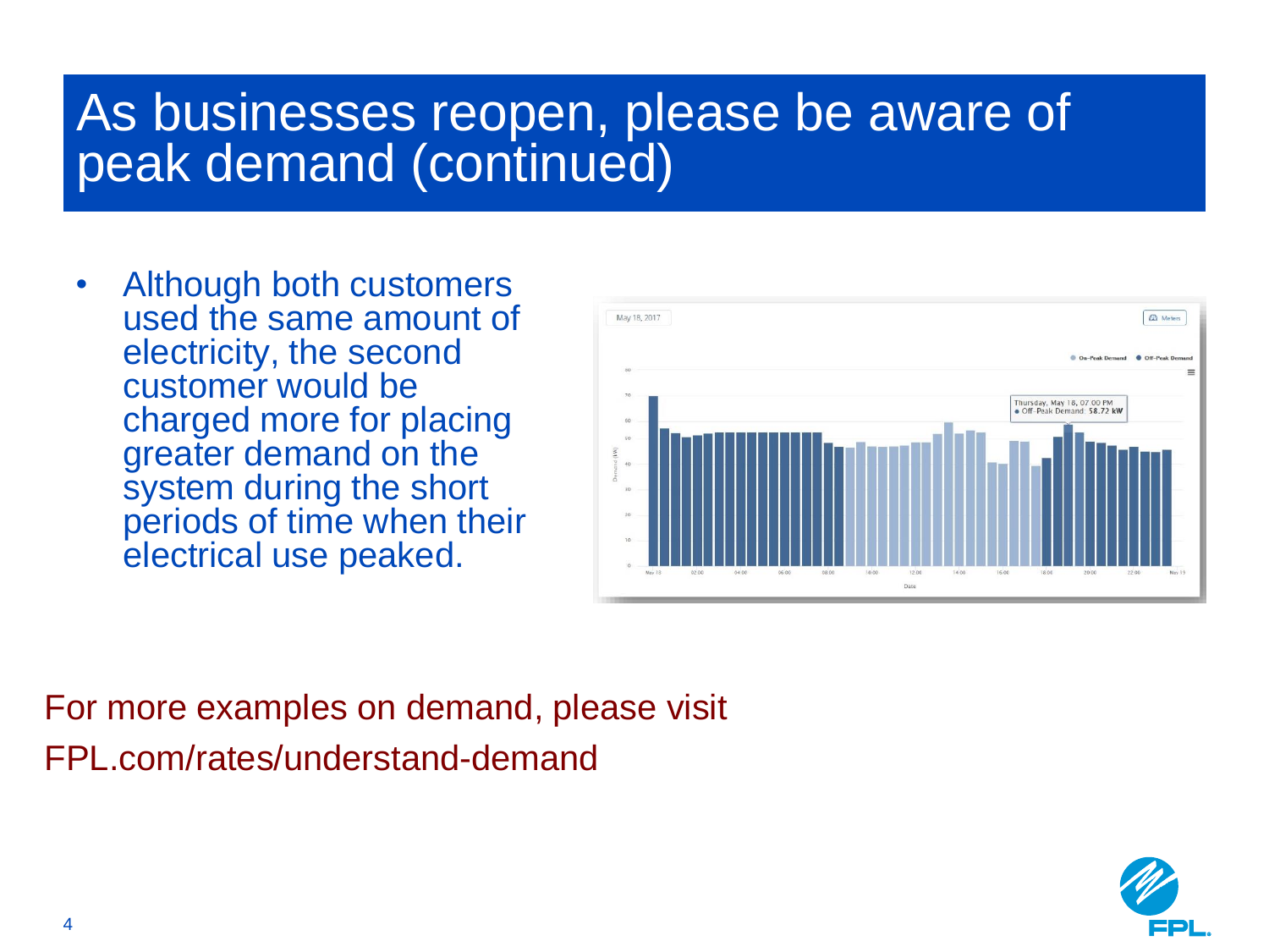# As businesses reopen, please be aware of peak demand (continued)

- Although both customers used the same amount of electricity, the second customer would be charged more for placing greater demand on the system during the short periods of time when their electrical use peaked.

For more examples on demand, please visit FPL.com/rates/understand-demand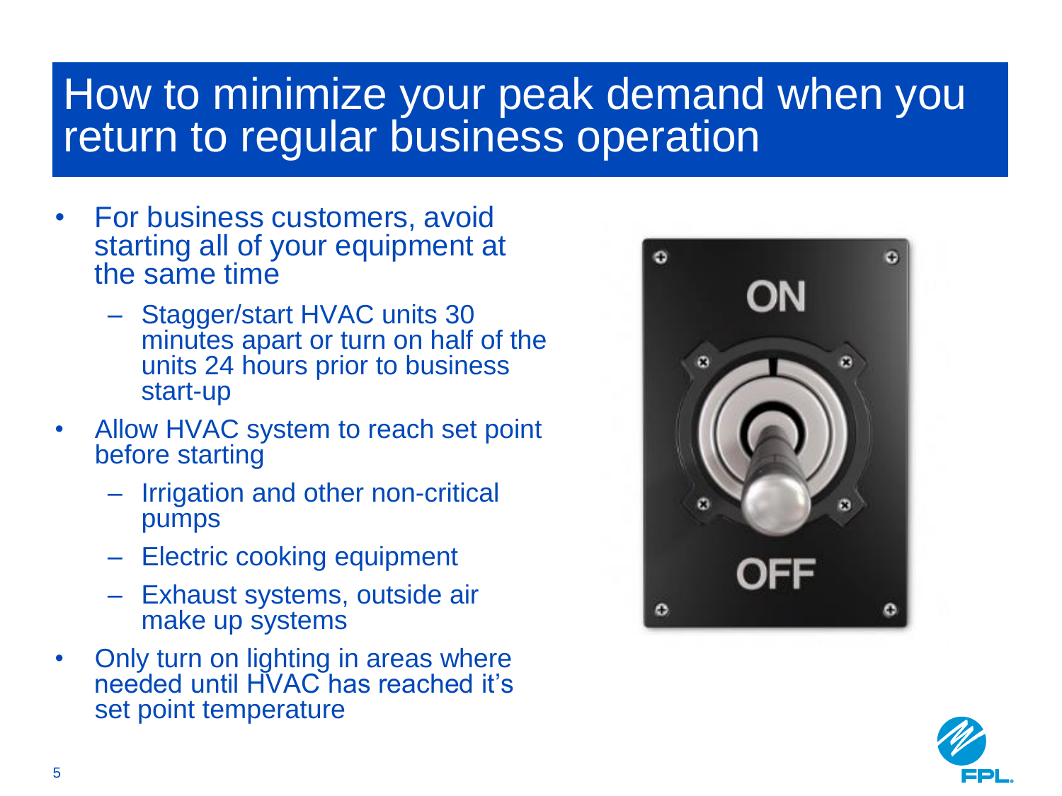# How to minimize your peak demand when you return to regular business operation

- For business customers, avoid starting all of your equipment at the same time
  - Stagger/start HVAC units 30 minutes apart or turn on half of the units 24 hours prior to business start-up
- Allow HVAC system to reach set point before starting
  - Irrigation and other non-critical pumps
  - Electric cooking equipment
  - Exhaust systems, outside air make up systems
- Only turn on lighting in areas where needed until HVAC has reached it's set point temperature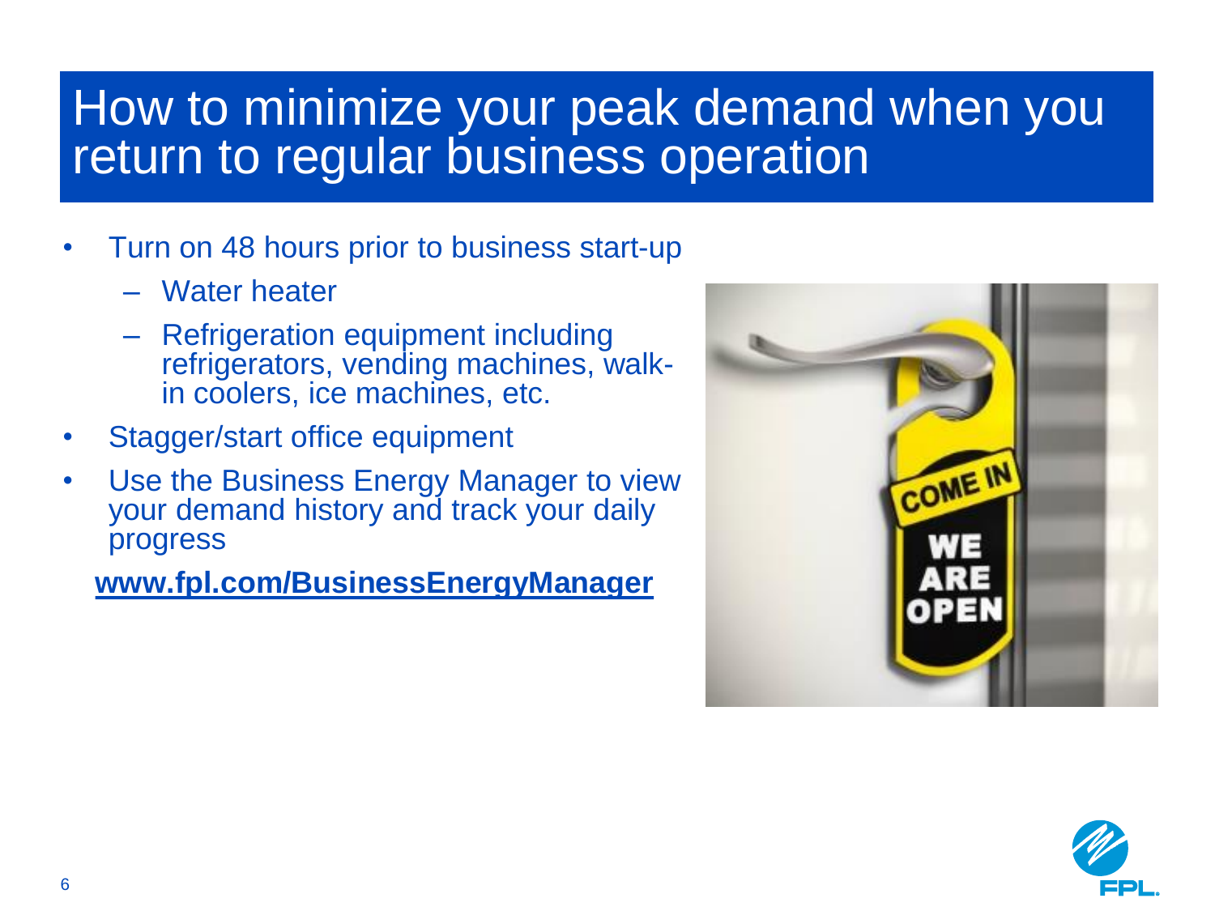# How to minimize your peak demand when you return to regular business operation

- Turn on 48 hours prior to business start-up
  - Water heater
  - Refrigeration equipment including refrigerators, vending machines, walk-in coolers, ice machines, etc.
- Stagger/start office equipment
- Use the Business Energy Manager to view your demand history and track your daily progress

**www.fpl.com/BusinessEnergyManager**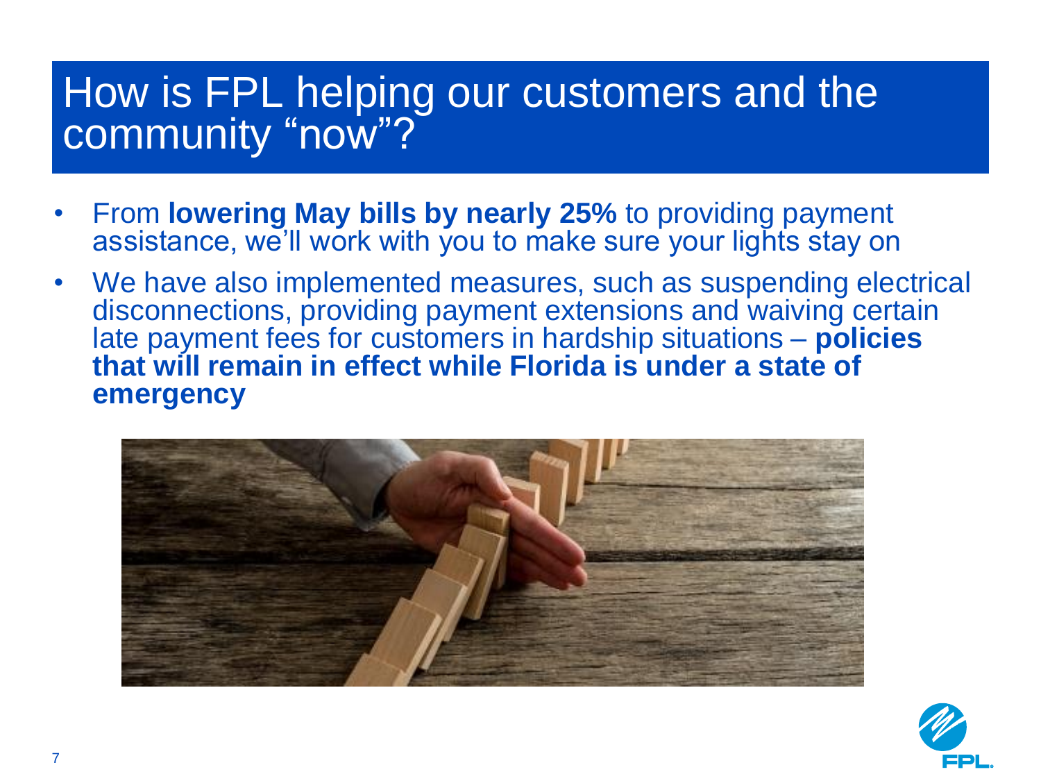# How is FPL helping our customers and the community "now"?

- From **lowering May bills by nearly 25%** to providing payment assistance, we'll work with you to make sure your lights stay on
- We have also implemented measures, such as suspending electrical disconnections, providing payment extensions and waiving certain late payment fees for customers in hardship situations – **policies that will remain in effect while Florida is under a state of emergency**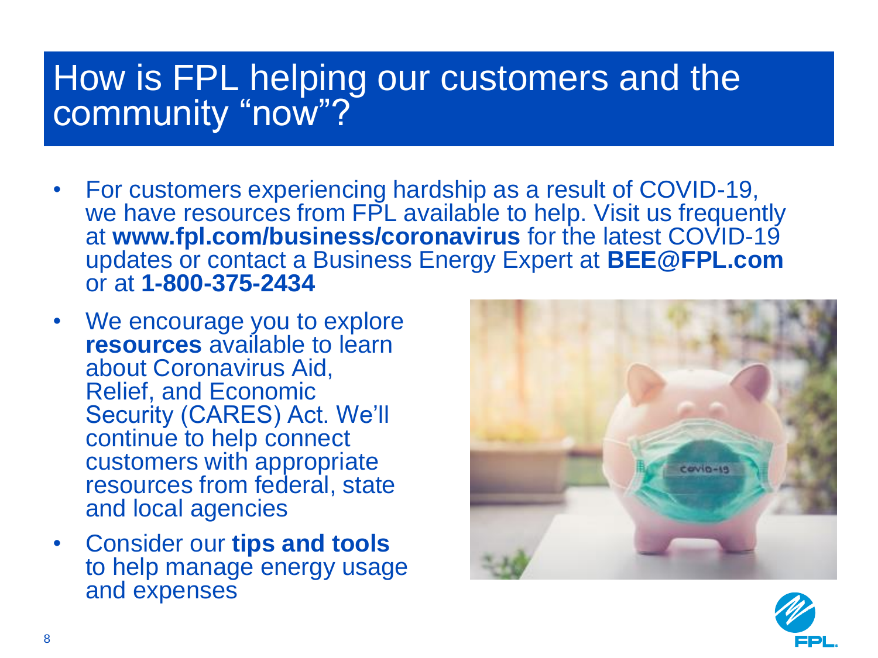# How is FPL helping our customers and the community "now"?

- For customers experiencing hardship as a result of COVID-19, we have resources from FPL available to help. Visit us frequently at **www.fpl.com/business/coronavirus** for the latest COVID-19 updates or contact a Business Energy Expert at **BEE@FPL.com** or at **1-800-375-2434**
- We encourage you to explore **resources** available to learn about Coronavirus Aid, Relief, and Economic Security (CARES) Act. We'll continue to help connect customers with appropriate resources from federal, state and local agencies
- Consider our **tips and tools** to help manage energy usage and expenses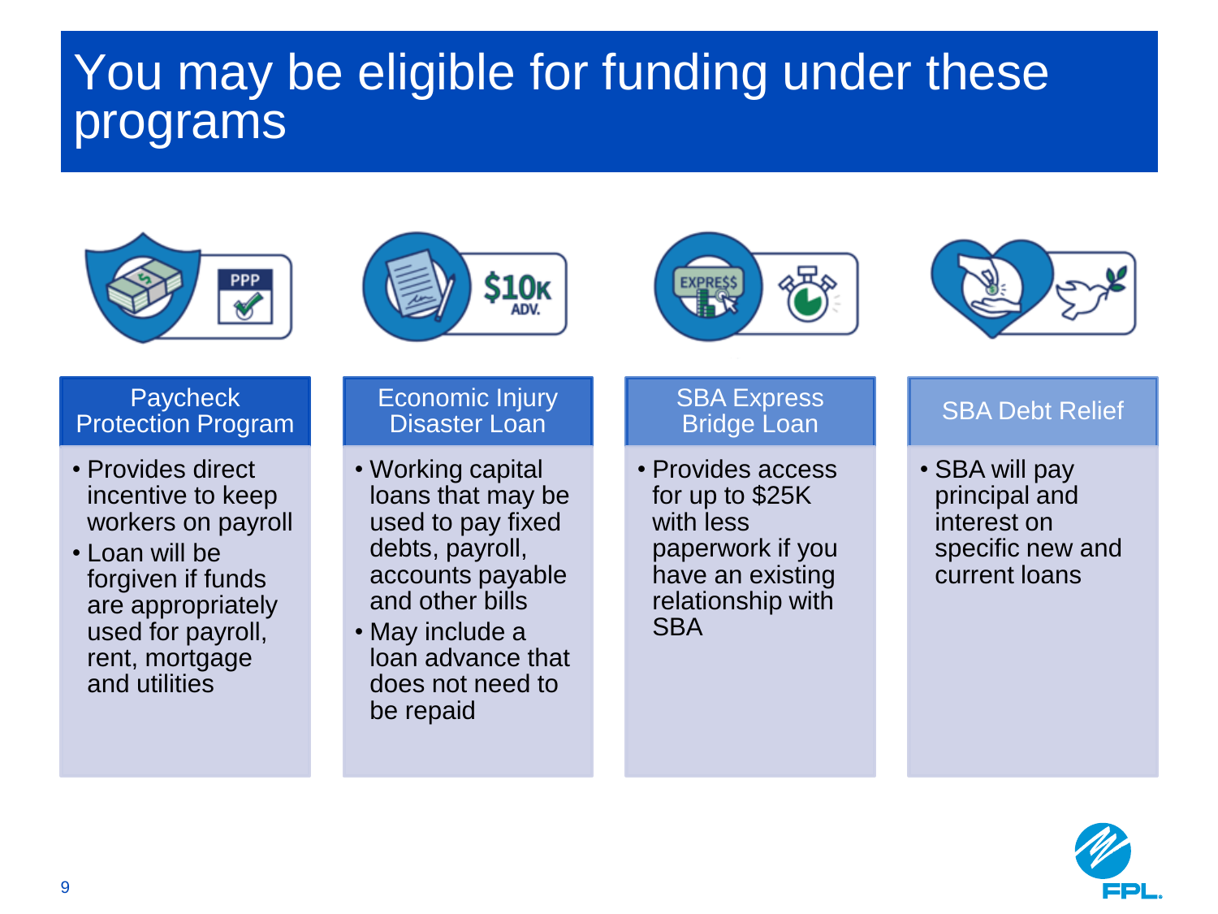# You may be eligible for funding under these programs

## Paycheck Protection Program

- Provides direct incentive to keep workers on payroll
- Loan will be forgiven if funds are appropriately used for payroll, rent, mortgage and utilities

## Economic Injury Disaster Loan

- Working capital loans that may be used to pay fixed debts, payroll, accounts payable and other bills
- May include a loan advance that does not need to be repaid

## SBA Express Bridge Loan

- Provides access for up to $25K with less paperwork if you have an existing relationship with SBA

## SBA Debt Relief

- SBA will pay principal and interest on specific new and current loans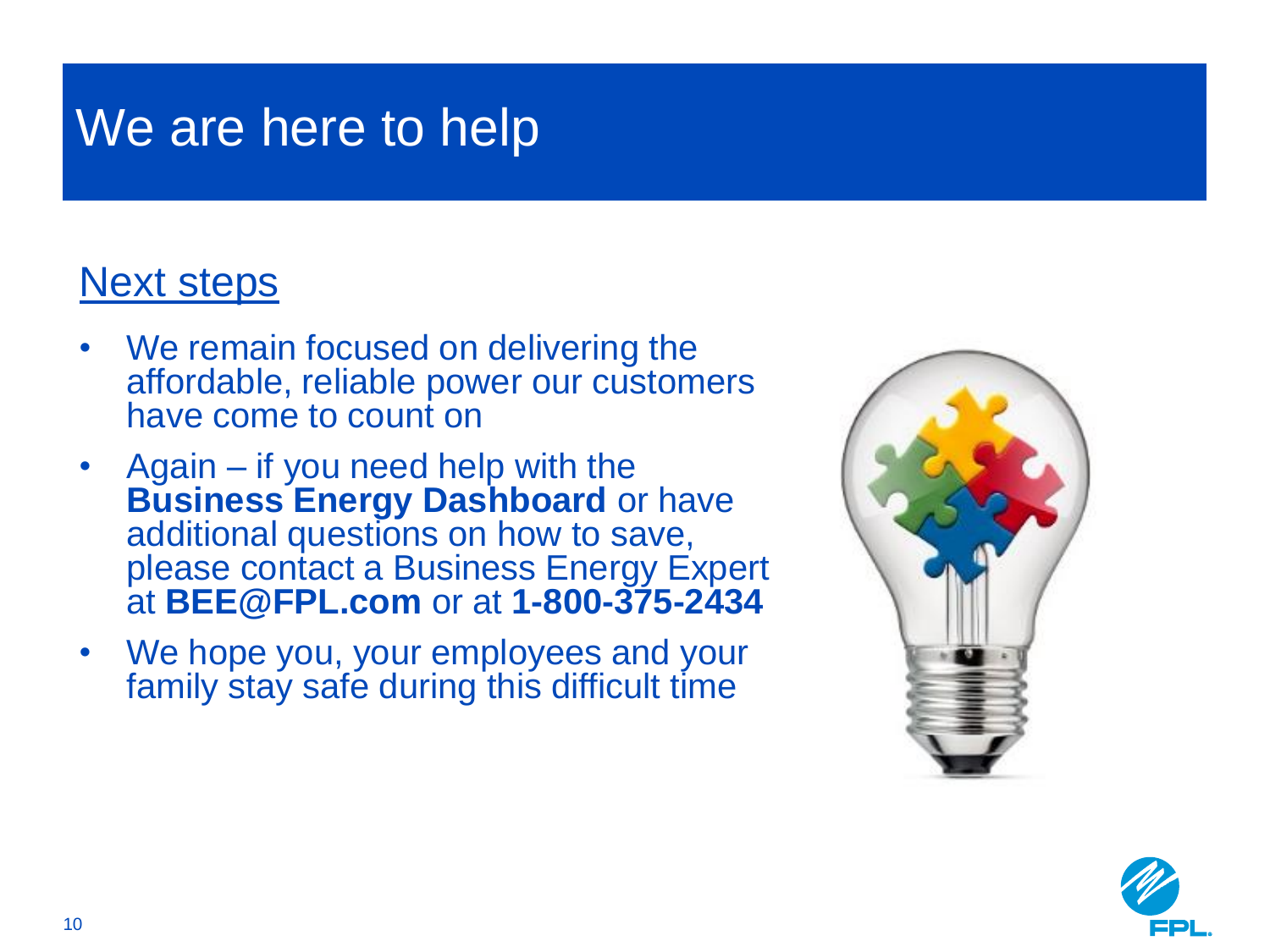# We are here to help

## Next steps

- We remain focused on delivering the affordable, reliable power our customers have come to count on
- Again – if you need help with the **Business Energy Dashboard** or have additional questions on how to save, please contact a Business Energy Expert at **BEE@FPL.com** or at **1-800-375-2434**
- We hope you, your employees and your family stay safe during this difficult time